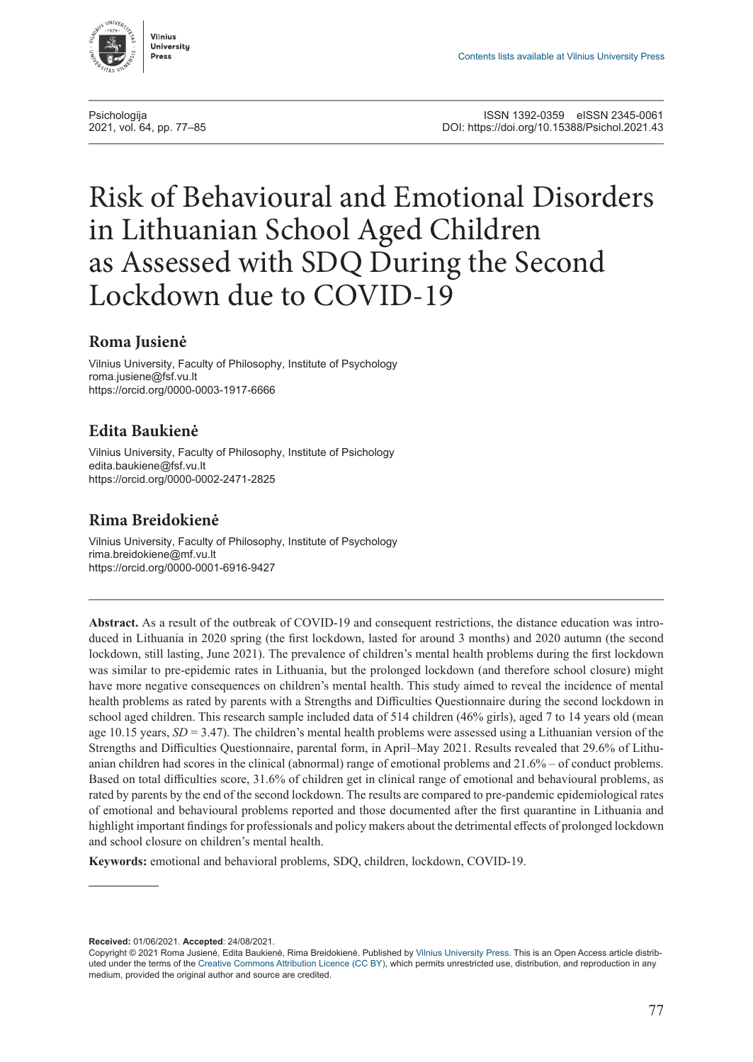# Risk of Behavioural and Emotional Disorders in Lithuanian School Aged Children as Assessed with SDQ During the Second Lockdown due to COVID-19

## Roma Jusienė

Vilnius University, Faculty of Philosophy, Institute of Psychology
roma.jusiene@fsf.vu.lt
https://orcid.org/0000-0003-1917-6666

## Edita Baukienė

Vilnius University, Faculty of Philosophy, Institute of Psychology
edita.baukiene@fsf.vu.lt
https://orcid.org/0000-0002-2471-2825

## Rima Breidokienė

Vilnius University, Faculty of Philosophy, Institute of Psychology
rima.breidokiene@mf.vu.lt
https://orcid.org/0000-0001-6916-9427

**Abstract.** As a result of the outbreak of COVID-19 and consequent restrictions, the distance education was introduced in Lithuania in 2020 spring (the first lockdown, lasted for around 3 months) and 2020 autumn (the second lockdown, still lasting, June 2021). The prevalence of children's mental health problems during the first lockdown was similar to pre-epidemic rates in Lithuania, but the prolonged lockdown (and therefore school closure) might have more negative consequences on children's mental health. This study aimed to reveal the incidence of mental health problems as rated by parents with a Strengths and Difficulties Questionnaire during the second lockdown in school aged children. This research sample included data of 514 children (46% girls), aged 7 to 14 years old (mean age 10.15 years, *SD* = 3.47). The children's mental health problems were assessed using a Lithuanian version of the Strengths and Difficulties Questionnaire, parental form, in April–May 2021. Results revealed that 29.6% of Lithuanian children had scores in the clinical (abnormal) range of emotional problems and 21.6% – of conduct problems. Based on total difficulties score, 31.6% of children get in clinical range of emotional and behavioural problems, as rated by parents by the end of the second lockdown. The results are compared to pre-pandemic epidemiological rates of emotional and behavioural problems reported and those documented after the first quarantine in Lithuania and highlight important findings for professionals and policy makers about the detrimental effects of prolonged lockdown and school closure on children's mental health.

**Keywords:** emotional and behavioral problems, SDQ, children, lockdown, COVID-19.

---

**Received:** 01/06/2021. **Accepted**: 24/08/2021.
Copyright © 2021 Roma Jusienė, Edita Baukienė, Rima Breidokienė. Published by Vilnius University Press. This is an Open Access article distributed under the terms of the Creative Commons Attribution Licence (CC BY), which permits unrestricted use, distribution, and reproduction in any medium, provided the original author and source are credited.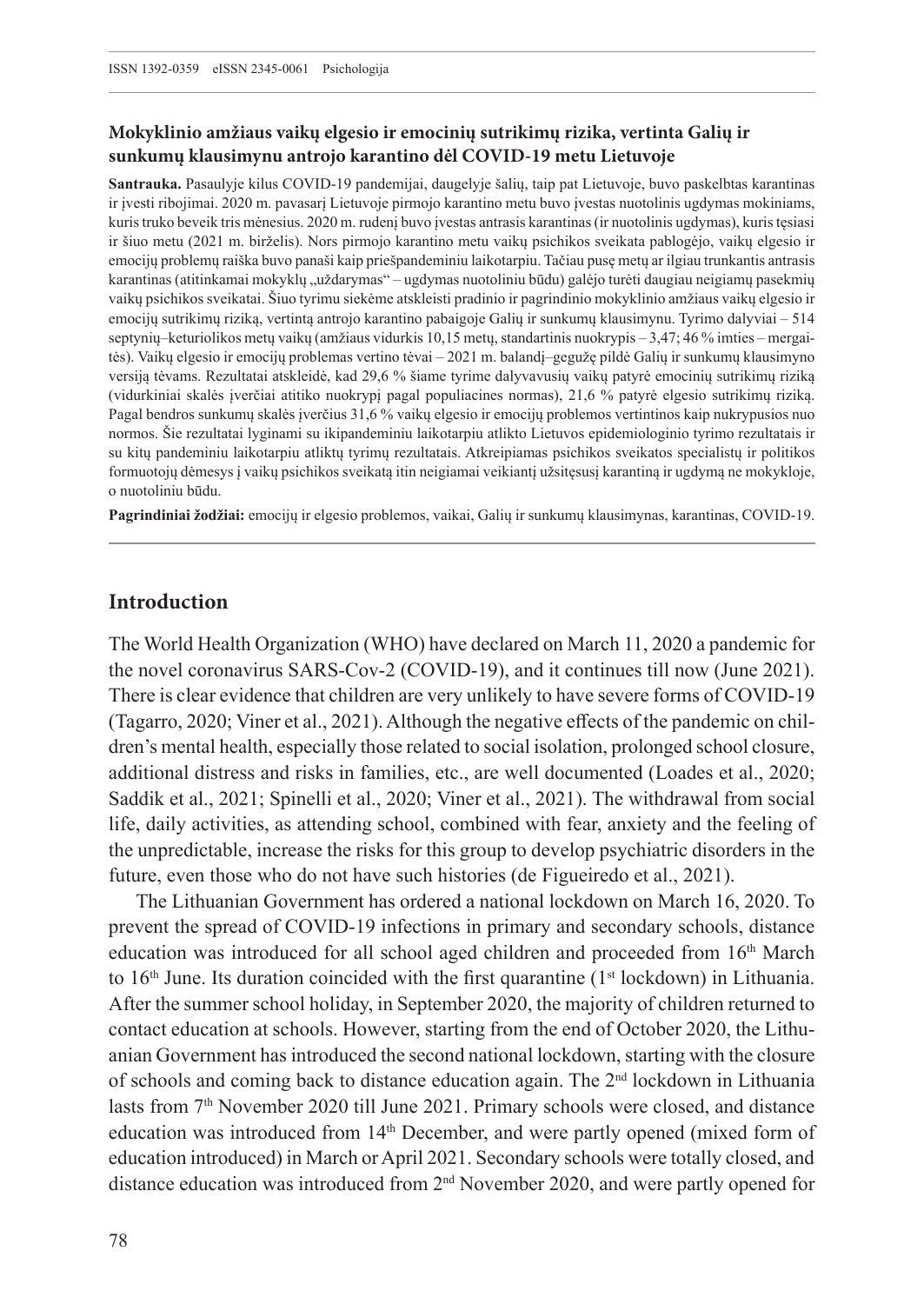**Mokyklinio amžiaus vaikų elgesio ir emocinių sutrikimų rizika, vertinta Galių ir sunkumų klausimynu antrojo karantino dėl COVID-19 metu Lietuvoje**

**Santrauka.** Pasaulyje kilus COVID-19 pandemijai, daugelyje šalių, taip pat Lietuvoje, buvo paskelbtas karantinas ir įvesti ribojimai. 2020 m. pavasarį Lietuvoje pirmojo karantino metu buvo įvestas nuotolinis ugdymas mokiniams, kuris truko beveik tris mėnesius. 2020 m. rudenį buvo įvestas antrasis karantinas (ir nuotolinis ugdymas), kuris tęsiasi ir šiuo metu (2021 m. birželis). Nors pirmojo karantino metu vaikų psichikos sveikata pablogėjo, vaikų elgesio ir emocijų problemų raiška buvo panaši kaip priešpandeminiu laikotarpiu. Tačiau pusę metų ar ilgiau trunkantis antrasis karantinas (atitinkamai mokyklų „uždarymas" – ugdymas nuotoliniu būdu) galėjo turėti daugiau neigiamų pasekmių vaikų psichikos sveikatai. Šiuo tyrimu siekėme atskleisti pradinio ir pagrindinio mokyklinio amžiaus vaikų elgesio ir emocijų sutrikimų riziką, vertintą antrojo karantino pabaigoje Galių ir sunkumų klausimynu. Tyrimo dalyviai – 514 septynių–keturiolikos metų vaikų (amžiaus vidurkis 10,15 metų, standartinis nuokrypis – 3,47; 46 % imties – mergaitės). Vaikų elgesio ir emocijų problemas vertino tėvai – 2021 m. balandį–gegužę pildė Galių ir sunkumų klausimyno versiją tėvams. Rezultatai atskleidė, kad 29,6 % šiame tyrime dalyvavusių vaikų patyrė emocinių sutrikimų riziką (vidurkiniai skalės įverčiai atitiko nuokrypį pagal populiacines normas), 21,6 % patyrė elgesio sutrikimų riziką. Pagal bendros sunkumų skalės įverčius 31,6 % vaikų elgesio ir emocijų problemos vertintinos kaip nukrypusios nuo normos. Šie rezultatai lyginami su ikipandeminiu laikotarpiu atlikto Lietuvos epidemiologinio tyrimo rezultatais ir su kitų pandeminiu laikotarpiu atliktų tyrimų rezultatais. Atkreipiamas psichikos sveikatos specialistų ir politikos formuotojų dėmesys į vaikų psichikos sveikatą itin neigiamai veikiantį užsitęsusį karantiną ir ugdymą ne mokykloje, o nuotoliniu būdu.

**Pagrindiniai žodžiai:** emocijų ir elgesio problemos, vaikai, Galių ir sunkumų klausimynas, karantinas, COVID-19.

## Introduction

The World Health Organization (WHO) have declared on March 11, 2020 a pandemic for the novel coronavirus SARS-Cov-2 (COVID-19), and it continues till now (June 2021). There is clear evidence that children are very unlikely to have severe forms of COVID-19 (Tagarro, 2020; Viner et al., 2021). Although the negative effects of the pandemic on children's mental health, especially those related to social isolation, prolonged school closure, additional distress and risks in families, etc., are well documented (Loades et al., 2020; Saddik et al., 2021; Spinelli et al., 2020; Viner et al., 2021). The withdrawal from social life, daily activities, as attending school, combined with fear, anxiety and the feeling of the unpredictable, increase the risks for this group to develop psychiatric disorders in the future, even those who do not have such histories (de Figueiredo et al., 2021).

The Lithuanian Government has ordered a national lockdown on March 16, 2020. To prevent the spread of COVID-19 infections in primary and secondary schools, distance education was introduced for all school aged children and proceeded from 16th March to 16th June. Its duration coincided with the first quarantine (1st lockdown) in Lithuania. After the summer school holiday, in September 2020, the majority of children returned to contact education at schools. However, starting from the end of October 2020, the Lithuanian Government has introduced the second national lockdown, starting with the closure of schools and coming back to distance education again. The 2nd lockdown in Lithuania lasts from 7th November 2020 till June 2021. Primary schools were closed, and distance education was introduced from 14th December, and were partly opened (mixed form of education introduced) in March or April 2021. Secondary schools were totally closed, and distance education was introduced from 2nd November 2020, and were partly opened for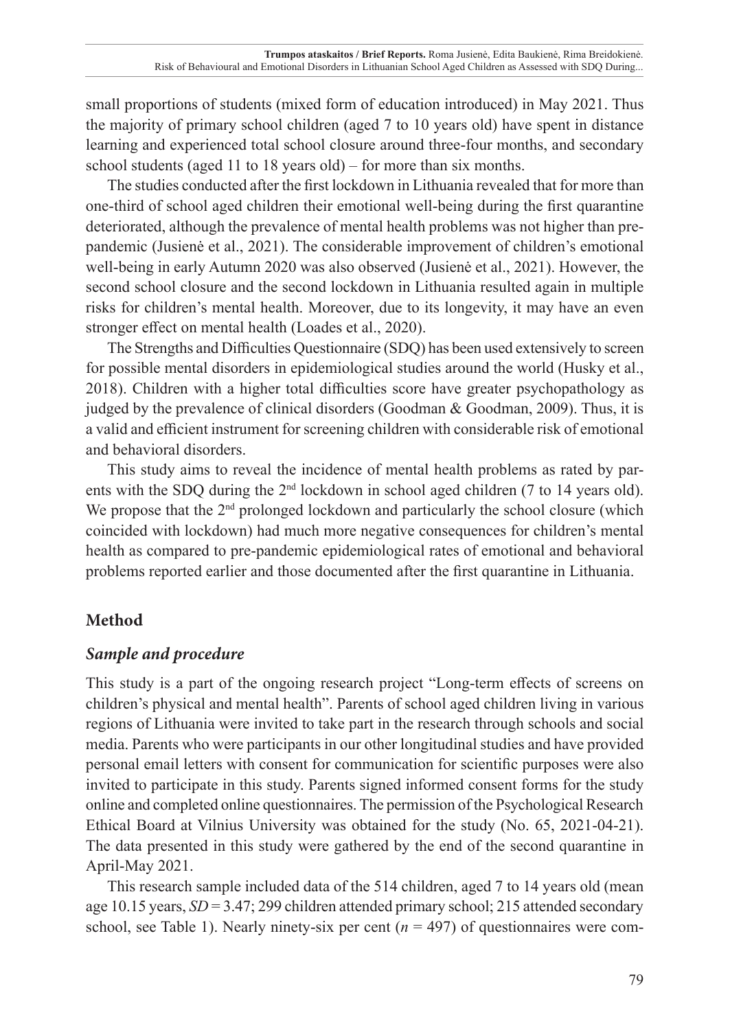small proportions of students (mixed form of education introduced) in May 2021. Thus the majority of primary school children (aged 7 to 10 years old) have spent in distance learning and experienced total school closure around three-four months, and secondary school students (aged 11 to 18 years old) – for more than six months.

The studies conducted after the first lockdown in Lithuania revealed that for more than one-third of school aged children their emotional well-being during the first quarantine deteriorated, although the prevalence of mental health problems was not higher than pre-pandemic (Jusienė et al., 2021). The considerable improvement of children's emotional well-being in early Autumn 2020 was also observed (Jusienė et al., 2021). However, the second school closure and the second lockdown in Lithuania resulted again in multiple risks for children's mental health. Moreover, due to its longevity, it may have an even stronger effect on mental health (Loades et al., 2020).

The Strengths and Difficulties Questionnaire (SDQ) has been used extensively to screen for possible mental disorders in epidemiological studies around the world (Husky et al., 2018). Children with a higher total difficulties score have greater psychopathology as judged by the prevalence of clinical disorders (Goodman & Goodman, 2009). Thus, it is a valid and efficient instrument for screening children with considerable risk of emotional and behavioral disorders.

This study aims to reveal the incidence of mental health problems as rated by parents with the SDQ during the 2nd lockdown in school aged children (7 to 14 years old). We propose that the 2nd prolonged lockdown and particularly the school closure (which coincided with lockdown) had much more negative consequences for children's mental health as compared to pre-pandemic epidemiological rates of emotional and behavioral problems reported earlier and those documented after the first quarantine in Lithuania.

## Method

### *Sample and procedure*

This study is a part of the ongoing research project "Long-term effects of screens on children's physical and mental health". Parents of school aged children living in various regions of Lithuania were invited to take part in the research through schools and social media. Parents who were participants in our other longitudinal studies and have provided personal email letters with consent for communication for scientific purposes were also invited to participate in this study. Parents signed informed consent forms for the study online and completed online questionnaires. The permission of the Psychological Research Ethical Board at Vilnius University was obtained for the study (No. 65, 2021-04-21). The data presented in this study were gathered by the end of the second quarantine in April-May 2021.

This research sample included data of the 514 children, aged 7 to 14 years old (mean age 10.15 years, $SD = 3.47$; 299 children attended primary school; 215 attended secondary school, see Table 1). Nearly ninety-six per cent ($n = 497$) of questionnaires were com-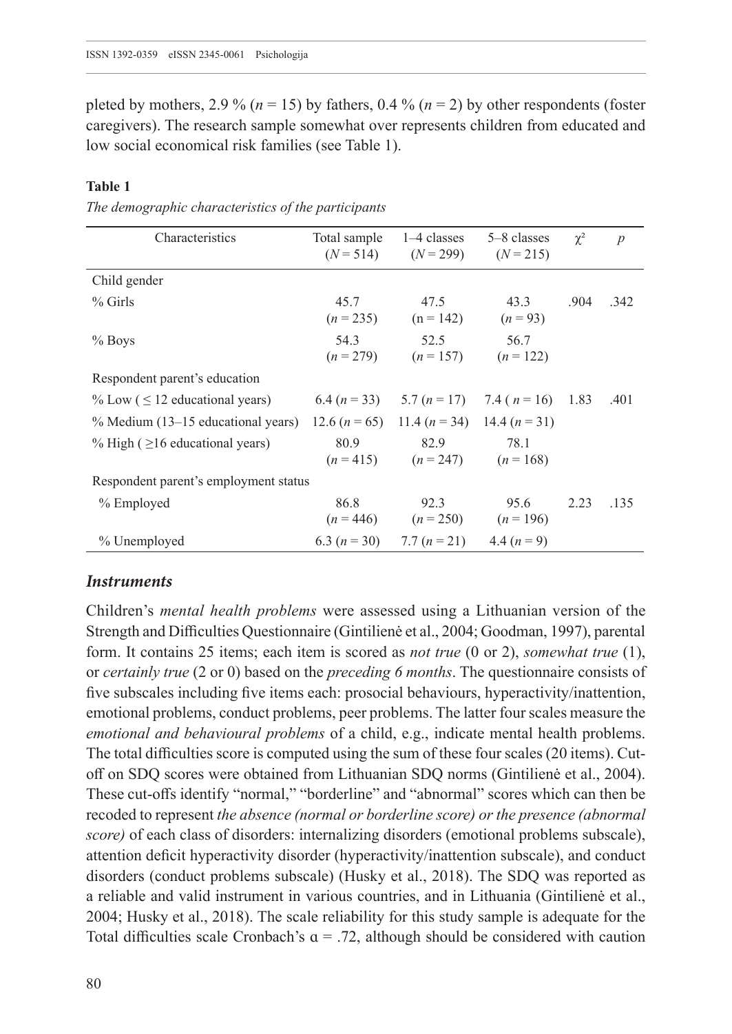pleted by mothers, 2.9 % ($n = 15$) by fathers, 0.4 % ($n = 2$) by other respondents (foster caregivers). The research sample somewhat over represents children from educated and low social economical risk families (see Table 1).

**Table 1**

*The demographic characteristics of the participants*

| Characteristics | Total sample ($N = 514$) | 1–4 classes ($N = 299$) | 5–8 classes ($N = 215$) | $\chi^2$ | *p* |
|---|---|---|---|---|---|
| Child gender | | | | | |
| % Girls | 45.7 ($n = 235$) | 47.5 ($n = 142$) | 43.3 ($n = 93$) | .904 | .342 |
| % Boys | 54.3 ($n = 279$) | 52.5 ($n = 157$) | 56.7 ($n = 122$) | | |
| Respondent parent's education | | | | | |
| % Low ( $\leq$ 12 educational years) | 6.4 ($n = 33$) | 5.7 ($n = 17$) | 7.4 ( $n = 16$) | 1.83 | .401 |
| % Medium (13–15 educational years) | 12.6 ($n = 65$) | 11.4 ($n = 34$) | 14.4 ($n = 31$) | | |
| % High ( $\geq$16 educational years) | 80.9 ($n = 415$) | 82.9 ($n = 247$) | 78.1 ($n = 168$) | | |
| Respondent parent's employment status | | | | | |
| % Employed | 86.8 ($n = 446$) | 92.3 ($n = 250$) | 95.6 ($n = 196$) | 2.23 | .135 |
| % Unemployed | 6.3 ($n = 30$) | 7.7 ($n = 21$) | 4.4 ($n = 9$) | | |

### *Instruments*

Children's *mental health problems* were assessed using a Lithuanian version of the Strength and Difficulties Questionnaire (Gintilienė et al., 2004; Goodman, 1997), parental form. It contains 25 items; each item is scored as *not true* (0 or 2), *somewhat true* (1), or *certainly true* (2 or 0) based on the *preceding 6 months*. The questionnaire consists of five subscales including five items each: prosocial behaviours, hyperactivity/inattention, emotional problems, conduct problems, peer problems. The latter four scales measure the *emotional and behavioural problems* of a child, e.g., indicate mental health problems. The total difficulties score is computed using the sum of these four scales (20 items). Cut-off on SDQ scores were obtained from Lithuanian SDQ norms (Gintilienė et al., 2004). These cut-offs identify "normal," "borderline" and "abnormal" scores which can then be recoded to represent *the absence (normal or borderline score) or the presence (abnormal score)* of each class of disorders: internalizing disorders (emotional problems subscale), attention deficit hyperactivity disorder (hyperactivity/inattention subscale), and conduct disorders (conduct problems subscale) (Husky et al., 2018). The SDQ was reported as a reliable and valid instrument in various countries, and in Lithuania (Gintilienė et al., 2004; Husky et al., 2018). The scale reliability for this study sample is adequate for the Total difficulties scale Cronbach's $\alpha = .72$, although should be considered with caution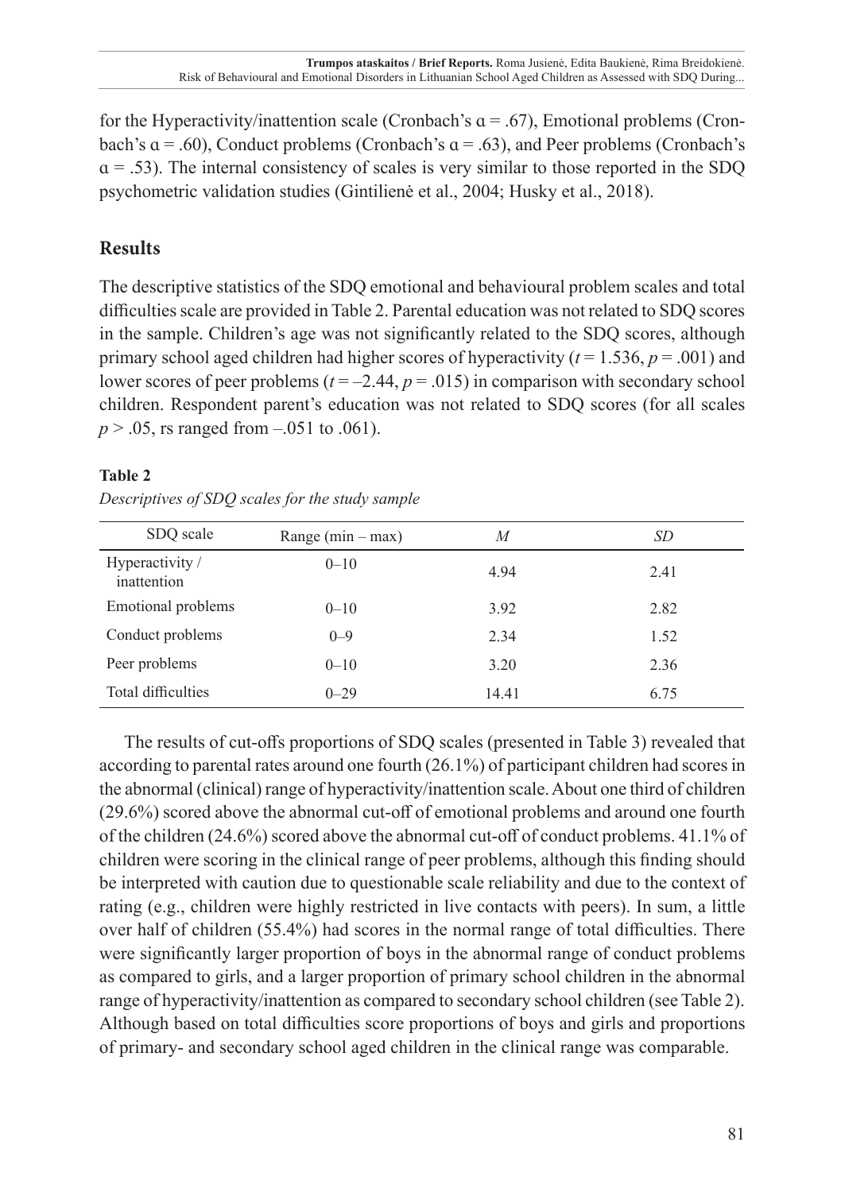for the Hyperactivity/inattention scale (Cronbach's α = .67), Emotional problems (Cronbach's α = .60), Conduct problems (Cronbach's α = .63), and Peer problems (Cronbach's α = .53). The internal consistency of scales is very similar to those reported in the SDQ psychometric validation studies (Gintilienė et al., 2004; Husky et al., 2018).

## Results

The descriptive statistics of the SDQ emotional and behavioural problem scales and total difficulties scale are provided in Table 2. Parental education was not related to SDQ scores in the sample. Children's age was not significantly related to the SDQ scores, although primary school aged children had higher scores of hyperactivity ($t = 1.536$, $p = .001$) and lower scores of peer problems ($t = -2.44$, $p = .015$) in comparison with secondary school children. Respondent parent's education was not related to SDQ scores (for all scales $p > .05$, rs ranged from –.051 to .061).

**Table 2**

*Descriptives of SDQ scales for the study sample*

| SDQ scale | Range (min – max) | *M* | *SD* |
|---|---|---|---|
| Hyperactivity / inattention | 0–10 | 4.94 | 2.41 |
| Emotional problems | 0–10 | 3.92 | 2.82 |
| Conduct problems | 0–9 | 2.34 | 1.52 |
| Peer problems | 0–10 | 3.20 | 2.36 |
| Total difficulties | 0–29 | 14.41 | 6.75 |

The results of cut-offs proportions of SDQ scales (presented in Table 3) revealed that according to parental rates around one fourth (26.1%) of participant children had scores in the abnormal (clinical) range of hyperactivity/inattention scale. About one third of children (29.6%) scored above the abnormal cut-off of emotional problems and around one fourth of the children (24.6%) scored above the abnormal cut-off of conduct problems. 41.1% of children were scoring in the clinical range of peer problems, although this finding should be interpreted with caution due to questionable scale reliability and due to the context of rating (e.g., children were highly restricted in live contacts with peers). In sum, a little over half of children (55.4%) had scores in the normal range of total difficulties. There were significantly larger proportion of boys in the abnormal range of conduct problems as compared to girls, and a larger proportion of primary school children in the abnormal range of hyperactivity/inattention as compared to secondary school children (see Table 2). Although based on total difficulties score proportions of boys and girls and proportions of primary- and secondary school aged children in the clinical range was comparable.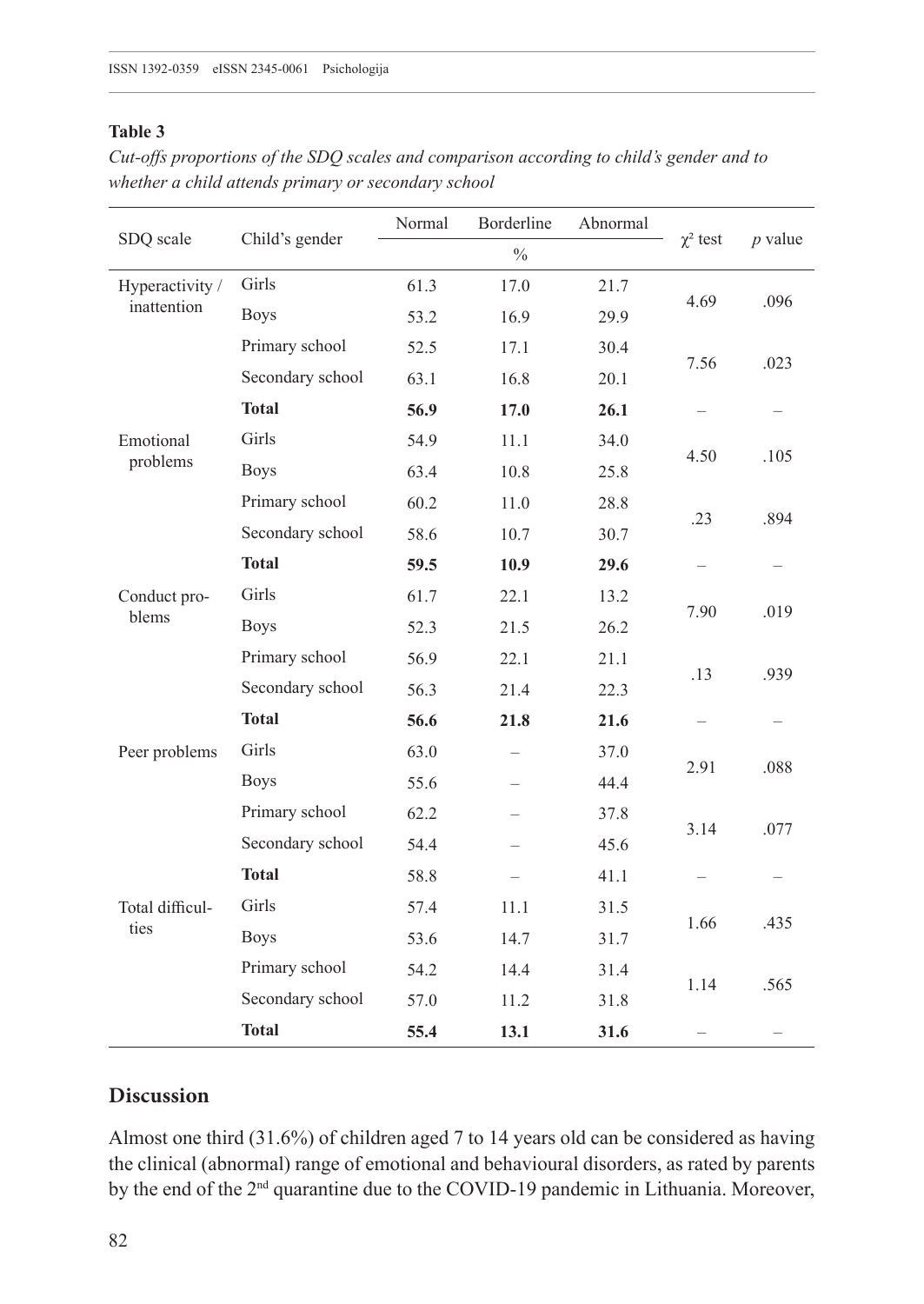**Table 3**

*Cut-offs proportions of the SDQ scales and comparison according to child's gender and to whether a child attends primary or secondary school*

| SDQ scale | Child's gender | Normal | Borderline | Abnormal | $\chi^2$ test | *p* value |
|---|---|---|---|---|---|---|
| | | | % | | | |
| Hyperactivity / inattention | Girls | 61.3 | 17.0 | 21.7 | 4.69 | .096 |
| | Boys | 53.2 | 16.9 | 29.9 | | |
| | Primary school | 52.5 | 17.1 | 30.4 | 7.56 | .023 |
| | Secondary school | 63.1 | 16.8 | 20.1 | | |
| | **Total** | **56.9** | **17.0** | **26.1** | – | – |
| Emotional problems | Girls | 54.9 | 11.1 | 34.0 | 4.50 | .105 |
| | Boys | 63.4 | 10.8 | 25.8 | | |
| | Primary school | 60.2 | 11.0 | 28.8 | .23 | .894 |
| | Secondary school | 58.6 | 10.7 | 30.7 | | |
| | **Total** | **59.5** | **10.9** | **29.6** | – | – |
| Conduct problems | Girls | 61.7 | 22.1 | 13.2 | 7.90 | .019 |
| | Boys | 52.3 | 21.5 | 26.2 | | |
| | Primary school | 56.9 | 22.1 | 21.1 | .13 | .939 |
| | Secondary school | 56.3 | 21.4 | 22.3 | | |
| | **Total** | **56.6** | **21.8** | **21.6** | – | – |
| Peer problems | Girls | 63.0 | – | 37.0 | 2.91 | .088 |
| | Boys | 55.6 | – | 44.4 | | |
| | Primary school | 62.2 | – | 37.8 | 3.14 | .077 |
| | Secondary school | 54.4 | – | 45.6 | | |
| | **Total** | 58.8 | – | 41.1 | – | – |
| Total difficulties | Girls | 57.4 | 11.1 | 31.5 | 1.66 | .435 |
| | Boys | 53.6 | 14.7 | 31.7 | | |
| | Primary school | 54.2 | 14.4 | 31.4 | 1.14 | .565 |
| | Secondary school | 57.0 | 11.2 | 31.8 | | |
| | **Total** | **55.4** | **13.1** | **31.6** | – | – |

## Discussion

Almost one third (31.6%) of children aged 7 to 14 years old can be considered as having the clinical (abnormal) range of emotional and behavioural disorders, as rated by parents by the end of the 2nd quarantine due to the COVID-19 pandemic in Lithuania. Moreover,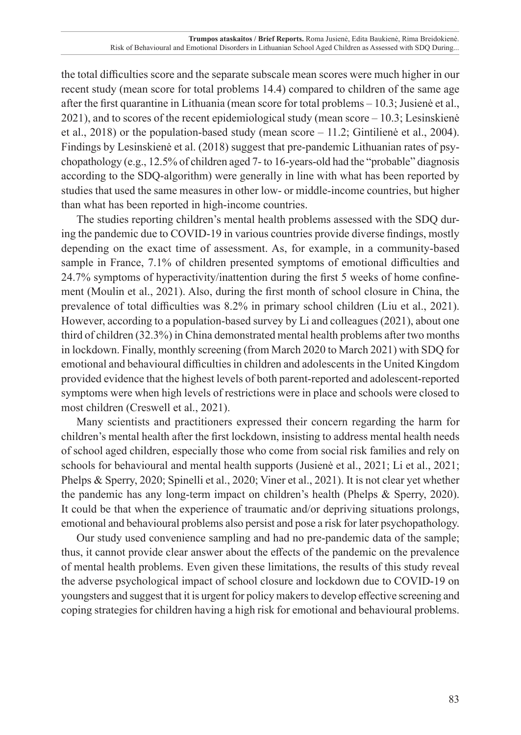the total difficulties score and the separate subscale mean scores were much higher in our recent study (mean score for total problems 14.4) compared to children of the same age after the first quarantine in Lithuania (mean score for total problems – 10.3; Jusienė et al., 2021), and to scores of the recent epidemiological study (mean score – 10.3; Lesinskienė et al., 2018) or the population-based study (mean score – 11.2; Gintilienė et al., 2004). Findings by Lesinskienė et al. (2018) suggest that pre-pandemic Lithuanian rates of psychopathology (e.g., 12.5% of children aged 7- to 16-years-old had the "probable" diagnosis according to the SDQ-algorithm) were generally in line with what has been reported by studies that used the same measures in other low- or middle-income countries, but higher than what has been reported in high-income countries.

The studies reporting children's mental health problems assessed with the SDQ during the pandemic due to COVID-19 in various countries provide diverse findings, mostly depending on the exact time of assessment. As, for example, in a community-based sample in France, 7.1% of children presented symptoms of emotional difficulties and 24.7% symptoms of hyperactivity/inattention during the first 5 weeks of home confinement (Moulin et al., 2021). Also, during the first month of school closure in China, the prevalence of total difficulties was 8.2% in primary school children (Liu et al., 2021). However, according to a population-based survey by Li and colleagues (2021), about one third of children (32.3%) in China demonstrated mental health problems after two months in lockdown. Finally, monthly screening (from March 2020 to March 2021) with SDQ for emotional and behavioural difficulties in children and adolescents in the United Kingdom provided evidence that the highest levels of both parent-reported and adolescent-reported symptoms were when high levels of restrictions were in place and schools were closed to most children (Creswell et al., 2021).

Many scientists and practitioners expressed their concern regarding the harm for children's mental health after the first lockdown, insisting to address mental health needs of school aged children, especially those who come from social risk families and rely on schools for behavioural and mental health supports (Jusienė et al., 2021; Li et al., 2021; Phelps & Sperry, 2020; Spinelli et al., 2020; Viner et al., 2021). It is not clear yet whether the pandemic has any long-term impact on children's health (Phelps & Sperry, 2020). It could be that when the experience of traumatic and/or depriving situations prolongs, emotional and behavioural problems also persist and pose a risk for later psychopathology.

Our study used convenience sampling and had no pre-pandemic data of the sample; thus, it cannot provide clear answer about the effects of the pandemic on the prevalence of mental health problems. Even given these limitations, the results of this study reveal the adverse psychological impact of school closure and lockdown due to COVID-19 on youngsters and suggest that it is urgent for policy makers to develop effective screening and coping strategies for children having a high risk for emotional and behavioural problems.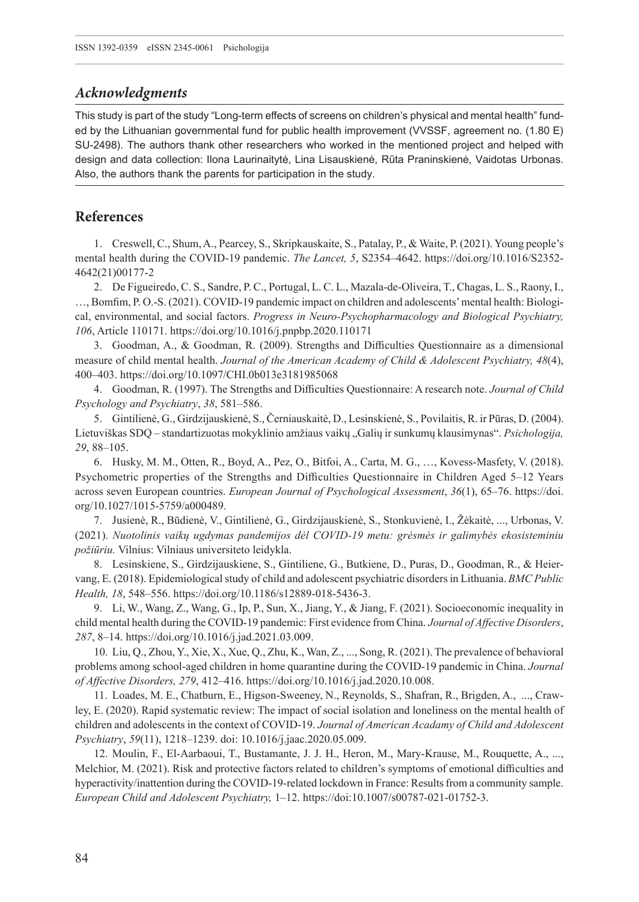## *Acknowledgments*

This study is part of the study "Long-term effects of screens on children's physical and mental health" funded by the Lithuanian governmental fund for public health improvement (VVSSF, agreement no. (1.80 E) SU-2498). The authors thank other researchers who worked in the mentioned project and helped with design and data collection: Ilona Laurinaitytė, Lina Lisauskienė, Rūta Praninskienė, Vaidotas Urbonas. Also, the authors thank the parents for participation in the study.

## References

1. Creswell, C., Shum, A., Pearcey, S., Skripkauskaite, S., Patalay, P., & Waite, P. (2021). Young people's mental health during the COVID-19 pandemic. *The Lancet, 5*, S2354–4642. https://doi.org/10.1016/S2352-4642(21)00177-2

2. De Figueiredo, C. S., Sandre, P. C., Portugal, L. C. L., Mazala-de-Oliveira, T., Chagas, L. S., Raony, I., …, Bomfim, P. O.-S. (2021). COVID-19 pandemic impact on children and adolescents' mental health: Biological, environmental, and social factors. *Progress in Neuro-Psychopharmacology and Biological Psychiatry, 106*, Article 110171. https://doi.org/10.1016/j.pnpbp.2020.110171

3. Goodman, A., & Goodman, R. (2009). Strengths and Difficulties Questionnaire as a dimensional measure of child mental health. *Journal of the American Academy of Child & Adolescent Psychiatry, 48*(4), 400–403. https://doi.org/10.1097/CHI.0b013e3181985068

4. Goodman, R. (1997). The Strengths and Difficulties Questionnaire: A research note. *Journal of Child Psychology and Psychiatry*, *38*, 581–586.

5. Gintilienė, G., Girdzijauskienė, S., Černiauskaitė, D., Lesinskienė, S., Povilaitis, R. ir Pūras, D. (2004). Lietuviškas SDQ – standartizuotas mokyklinio amžiaus vaikų „Galių ir sunkumų klausimynas". *Psichologija, 29*, 88–105.

6. Husky, M. M., Otten, R., Boyd, A., Pez, O., Bitfoi, A., Carta, M. G., …, Kovess-Masfety, V. (2018). Psychometric properties of the Strengths and Difficulties Questionnaire in Children Aged 5–12 Years across seven European countries. *European Journal of Psychological Assessment*, *36*(1), 65–76. https://doi.org/10.1027/1015-5759/a000489.

7. Jusienė, R., Būdienė, V., Gintilienė, G., Girdzijauskienė, S., Stonkuvienė, I., Žėkaitė, ..., Urbonas, V. (2021). *Nuotolinis vaikų ugdymas pandemijos dėl COVID-19 metu: grėsmės ir galimybės ekosisteminiu požiūriu.* Vilnius: Vilniaus universiteto leidykla.

8. Lesinskiene, S., Girdzijauskiene, S., Gintiliene, G., Butkiene, D., Puras, D., Goodman, R., & Heiervang, E. (2018). Epidemiological study of child and adolescent psychiatric disorders in Lithuania. *BMC Public Health, 18*, 548–556. https://doi.org/10.1186/s12889-018-5436-3.

9. Li, W., Wang, Z., Wang, G., Ip, P., Sun, X., Jiang, Y., & Jiang, F. (2021). Socioeconomic inequality in child mental health during the COVID-19 pandemic: First evidence from China. *Journal of Affective Disorders*, *287*, 8–14. https://doi.org/10.1016/j.jad.2021.03.009.

10. Liu, Q., Zhou, Y., Xie, X., Xue, Q., Zhu, K., Wan, Z., ..., Song, R. (2021). The prevalence of behavioral problems among school-aged children in home quarantine during the COVID-19 pandemic in China. *Journal of Affective Disorders, 279*, 412–416. https://doi.org/10.1016/j.jad.2020.10.008.

11. Loades, M. E., Chatburn, E., Higson-Sweeney, N., Reynolds, S., Shafran, R., Brigden, A., ..., Crawley, E. (2020). Rapid systematic review: The impact of social isolation and loneliness on the mental health of children and adolescents in the context of COVID-19. *Journal of American Acadamy of Child and Adolescent Psychiatry*, *59*(11), 1218–1239. doi: 10.1016/j.jaac.2020.05.009.

12. Moulin, F., El-Aarbaoui, T., Bustamante, J. J. H., Heron, M., Mary-Krause, M., Rouquette, A., ..., Melchior, M. (2021). Risk and protective factors related to children's symptoms of emotional difficulties and hyperactivity/inattention during the COVID-19-related lockdown in France: Results from a community sample. *European Child and Adolescent Psychiatry,* 1–12. https://doi:10.1007/s00787-021-01752-3.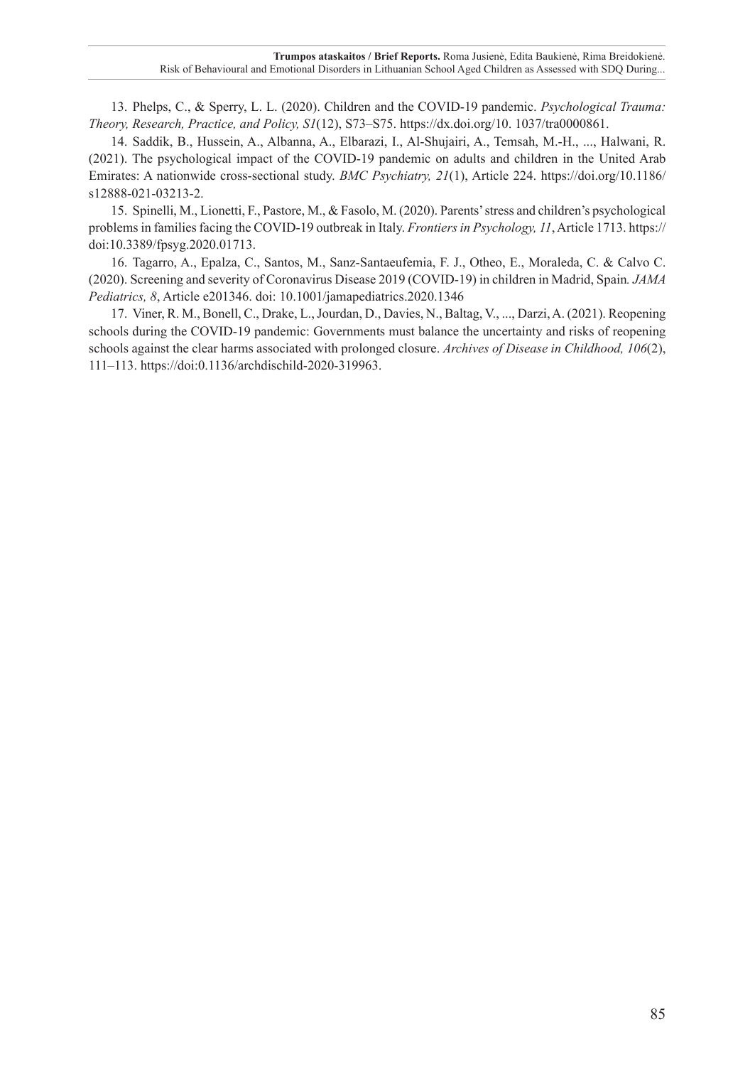13. Phelps, C., & Sperry, L. L. (2020). Children and the COVID-19 pandemic. *Psychological Trauma: Theory, Research, Practice, and Policy, S1*(12), S73–S75. https://dx.doi.org/10. 1037/tra0000861.

14. Saddik, B., Hussein, A., Albanna, A., Elbarazi, I., Al-Shujairi, A., Temsah, M.-H., ..., Halwani, R. (2021). The psychological impact of the COVID-19 pandemic on adults and children in the United Arab Emirates: A nationwide cross-sectional study. *BMC Psychiatry, 21*(1), Article 224. https://doi.org/10.1186/s12888-021-03213-2.

15. Spinelli, M., Lionetti, F., Pastore, M., & Fasolo, M. (2020). Parents' stress and children's psychological problems in families facing the COVID-19 outbreak in Italy. *Frontiers in Psychology, 11*, Article 1713. https://doi:10.3389/fpsyg.2020.01713.

16. Tagarro, A., Epalza, C., Santos, M., Sanz-Santaeufemia, F. J., Otheo, E., Moraleda, C. & Calvo C. (2020). Screening and severity of Coronavirus Disease 2019 (COVID-19) in children in Madrid, Spain. *JAMA Pediatrics, 8*, Article e201346. doi: 10.1001/jamapediatrics.2020.1346

17. Viner, R. M., Bonell, C., Drake, L., Jourdan, D., Davies, N., Baltag, V., ..., Darzi, A. (2021). Reopening schools during the COVID-19 pandemic: Governments must balance the uncertainty and risks of reopening schools against the clear harms associated with prolonged closure. *Archives of Disease in Childhood, 106*(2), 111–113. https://doi:0.1136/archdischild-2020-319963.